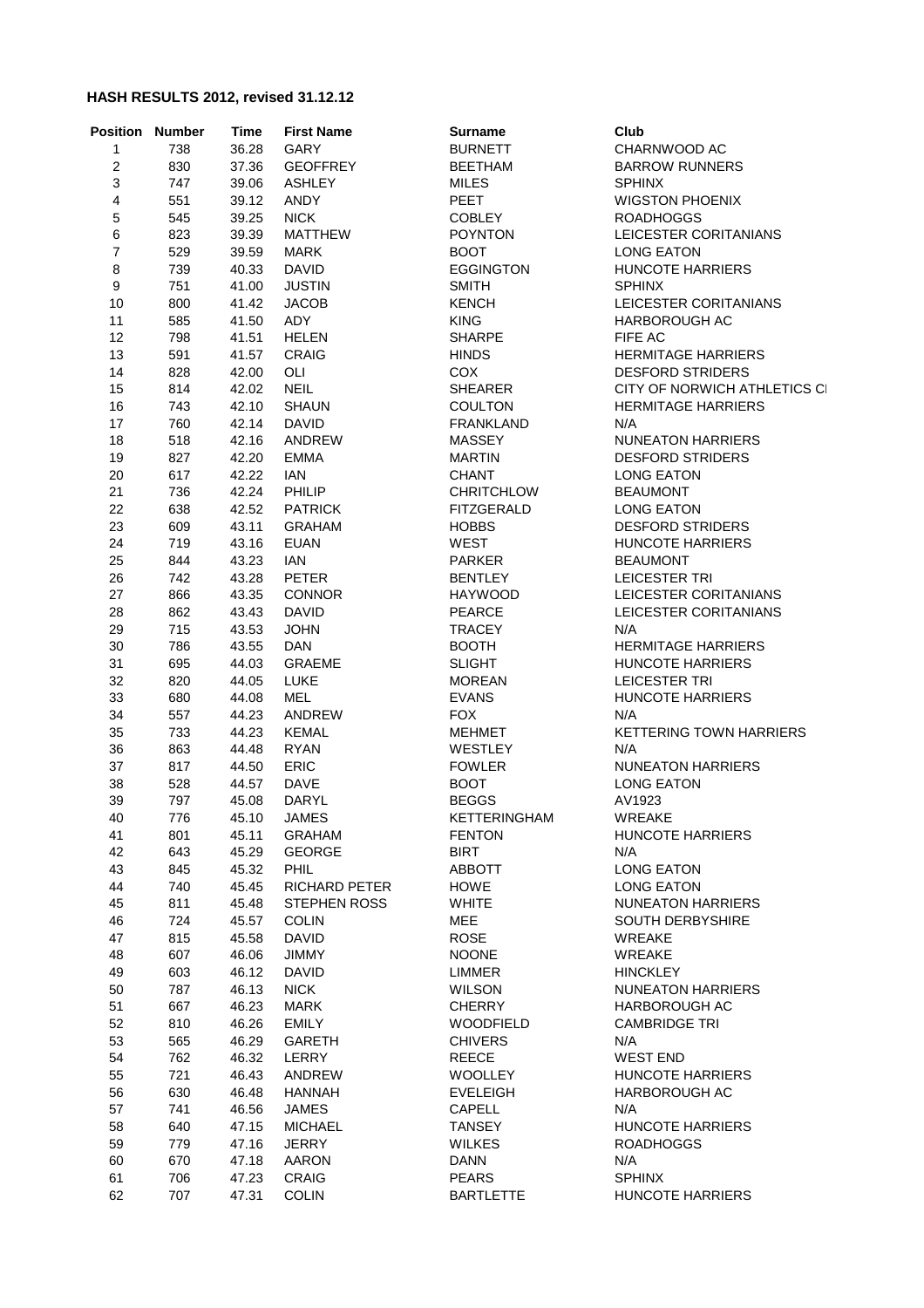**HASH RESULTS 2012, revised 31.12.12**

| Position | Number | Time | First Name | Surname | Club |
|---|---|---|---|---|---|
| 1 | 738 | 36.28 | GARY | BURNETT | CHARNWOOD AC |
| 2 | 830 | 37.36 | GEOFFREY | BEETHAM | BARROW RUNNERS |
| 3 | 747 | 39.06 | ASHLEY | MILES | SPHINX |
| 4 | 551 | 39.12 | ANDY | PEET | WIGSTON PHOENIX |
| 5 | 545 | 39.25 | NICK | COBLEY | ROADHOGGS |
| 6 | 823 | 39.39 | MATTHEW | POYNTON | LEICESTER CORITANIANS |
| 7 | 529 | 39.59 | MARK | BOOT | LONG EATON |
| 8 | 739 | 40.33 | DAVID | EGGINGTON | HUNCOTE HARRIERS |
| 9 | 751 | 41.00 | JUSTIN | SMITH | SPHINX |
| 10 | 800 | 41.42 | JACOB | KENCH | LEICESTER CORITANIANS |
| 11 | 585 | 41.50 | ADY | KING | HARBOROUGH AC |
| 12 | 798 | 41.51 | HELEN | SHARPE | FIFE AC |
| 13 | 591 | 41.57 | CRAIG | HINDS | HERMITAGE HARRIERS |
| 14 | 828 | 42.00 | OLI | COX | DESFORD STRIDERS |
| 15 | 814 | 42.02 | NEIL | SHEARER | CITY OF NORWICH ATHLETICS CI |
| 16 | 743 | 42.10 | SHAUN | COULTON | HERMITAGE HARRIERS |
| 17 | 760 | 42.14 | DAVID | FRANKLAND | N/A |
| 18 | 518 | 42.16 | ANDREW | MASSEY | NUNEATON HARRIERS |
| 19 | 827 | 42.20 | EMMA | MARTIN | DESFORD STRIDERS |
| 20 | 617 | 42.22 | IAN | CHANT | LONG EATON |
| 21 | 736 | 42.24 | PHILIP | CHRITCHLOW | BEAUMONT |
| 22 | 638 | 42.52 | PATRICK | FITZGERALD | LONG EATON |
| 23 | 609 | 43.11 | GRAHAM | HOBBS | DESFORD STRIDERS |
| 24 | 719 | 43.16 | EUAN | WEST | HUNCOTE HARRIERS |
| 25 | 844 | 43.23 | IAN | PARKER | BEAUMONT |
| 26 | 742 | 43.28 | PETER | BENTLEY | LEICESTER TRI |
| 27 | 866 | 43.35 | CONNOR | HAYWOOD | LEICESTER CORITANIANS |
| 28 | 862 | 43.43 | DAVID | PEARCE | LEICESTER CORITANIANS |
| 29 | 715 | 43.53 | JOHN | TRACEY | N/A |
| 30 | 786 | 43.55 | DAN | BOOTH | HERMITAGE HARRIERS |
| 31 | 695 | 44.03 | GRAEME | SLIGHT | HUNCOTE HARRIERS |
| 32 | 820 | 44.05 | LUKE | MOREAN | LEICESTER TRI |
| 33 | 680 | 44.08 | MEL | EVANS | HUNCOTE HARRIERS |
| 34 | 557 | 44.23 | ANDREW | FOX | N/A |
| 35 | 733 | 44.23 | KEMAL | MEHMET | KETTERING TOWN HARRIERS |
| 36 | 863 | 44.48 | RYAN | WESTLEY | N/A |
| 37 | 817 | 44.50 | ERIC | FOWLER | NUNEATON HARRIERS |
| 38 | 528 | 44.57 | DAVE | BOOT | LONG EATON |
| 39 | 797 | 45.08 | DARYL | BEGGS | AV1923 |
| 40 | 776 | 45.10 | JAMES | KETTERINGHAM | WREAKE |
| 41 | 801 | 45.11 | GRAHAM | FENTON | HUNCOTE HARRIERS |
| 42 | 643 | 45.29 | GEORGE | BIRT | N/A |
| 43 | 845 | 45.32 | PHIL | ABBOTT | LONG EATON |
| 44 | 740 | 45.45 | RICHARD PETER | HOWE | LONG EATON |
| 45 | 811 | 45.48 | STEPHEN ROSS | WHITE | NUNEATON HARRIERS |
| 46 | 724 | 45.57 | COLIN | MEE | SOUTH DERBYSHIRE |
| 47 | 815 | 45.58 | DAVID | ROSE | WREAKE |
| 48 | 607 | 46.06 | JIMMY | NOONE | WREAKE |
| 49 | 603 | 46.12 | DAVID | LIMMER | HINCKLEY |
| 50 | 787 | 46.13 | NICK | WILSON | NUNEATON HARRIERS |
| 51 | 667 | 46.23 | MARK | CHERRY | HARBOROUGH AC |
| 52 | 810 | 46.26 | EMILY | WOODFIELD | CAMBRIDGE TRI |
| 53 | 565 | 46.29 | GARETH | CHIVERS | N/A |
| 54 | 762 | 46.32 | LERRY | REECE | WEST END |
| 55 | 721 | 46.43 | ANDREW | WOOLLEY | HUNCOTE HARRIERS |
| 56 | 630 | 46.48 | HANNAH | EVELEIGH | HARBOROUGH AC |
| 57 | 741 | 46.56 | JAMES | CAPELL | N/A |
| 58 | 640 | 47.15 | MICHAEL | TANSEY | HUNCOTE HARRIERS |
| 59 | 779 | 47.16 | JERRY | WILKES | ROADHOGGS |
| 60 | 670 | 47.18 | AARON | DANN | N/A |
| 61 | 706 | 47.23 | CRAIG | PEARS | SPHINX |
| 62 | 707 | 47.31 | COLIN | BARTLETTE | HUNCOTE HARRIERS |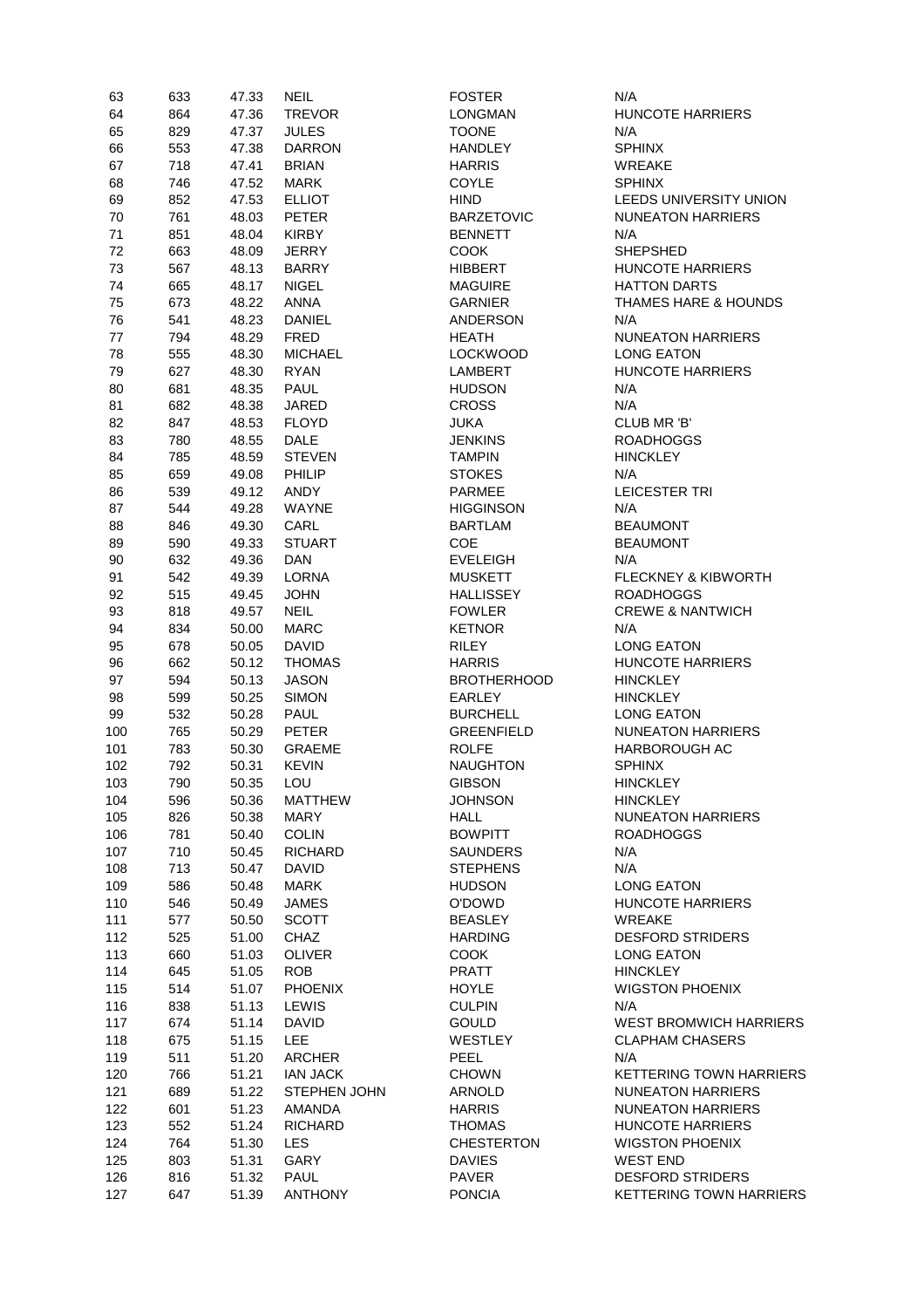| | | | | | |
|---|---|---|---|---|---|
| 63 | 633 | 47.33 | NEIL | FOSTER | N/A |
| 64 | 864 | 47.36 | TREVOR | LONGMAN | HUNCOTE HARRIERS |
| 65 | 829 | 47.37 | JULES | TOONE | N/A |
| 66 | 553 | 47.38 | DARRON | HANDLEY | SPHINX |
| 67 | 718 | 47.41 | BRIAN | HARRIS | WREAKE |
| 68 | 746 | 47.52 | MARK | COYLE | SPHINX |
| 69 | 852 | 47.53 | ELLIOT | HIND | LEEDS UNIVERSITY UNION |
| 70 | 761 | 48.03 | PETER | BARZETOVIC | NUNEATON HARRIERS |
| 71 | 851 | 48.04 | KIRBY | BENNETT | N/A |
| 72 | 663 | 48.09 | JERRY | COOK | SHEPSHED |
| 73 | 567 | 48.13 | BARRY | HIBBERT | HUNCOTE HARRIERS |
| 74 | 665 | 48.17 | NIGEL | MAGUIRE | HATTON DARTS |
| 75 | 673 | 48.22 | ANNA | GARNIER | THAMES HARE & HOUNDS |
| 76 | 541 | 48.23 | DANIEL | ANDERSON | N/A |
| 77 | 794 | 48.29 | FRED | HEATH | NUNEATON HARRIERS |
| 78 | 555 | 48.30 | MICHAEL | LOCKWOOD | LONG EATON |
| 79 | 627 | 48.30 | RYAN | LAMBERT | HUNCOTE HARRIERS |
| 80 | 681 | 48.35 | PAUL | HUDSON | N/A |
| 81 | 682 | 48.38 | JARED | CROSS | N/A |
| 82 | 847 | 48.53 | FLOYD | JUKA | CLUB MR 'B' |
| 83 | 780 | 48.55 | DALE | JENKINS | ROADHOGGS |
| 84 | 785 | 48.59 | STEVEN | TAMPIN | HINCKLEY |
| 85 | 659 | 49.08 | PHILIP | STOKES | N/A |
| 86 | 539 | 49.12 | ANDY | PARMEE | LEICESTER TRI |
| 87 | 544 | 49.28 | WAYNE | HIGGINSON | N/A |
| 88 | 846 | 49.30 | CARL | BARTLAM | BEAUMONT |
| 89 | 590 | 49.33 | STUART | COE | BEAUMONT |
| 90 | 632 | 49.36 | DAN | EVELEIGH | N/A |
| 91 | 542 | 49.39 | LORNA | MUSKETT | FLECKNEY & KIBWORTH |
| 92 | 515 | 49.45 | JOHN | HALLISSEY | ROADHOGGS |
| 93 | 818 | 49.57 | NEIL | FOWLER | CREWE & NANTWICH |
| 94 | 834 | 50.00 | MARC | KETNOR | N/A |
| 95 | 678 | 50.05 | DAVID | RILEY | LONG EATON |
| 96 | 662 | 50.12 | THOMAS | HARRIS | HUNCOTE HARRIERS |
| 97 | 594 | 50.13 | JASON | BROTHERHOOD | HINCKLEY |
| 98 | 599 | 50.25 | SIMON | EARLEY | HINCKLEY |
| 99 | 532 | 50.28 | PAUL | BURCHELL | LONG EATON |
| 100 | 765 | 50.29 | PETER | GREENFIELD | NUNEATON HARRIERS |
| 101 | 783 | 50.30 | GRAEME | ROLFE | HARBOROUGH AC |
| 102 | 792 | 50.31 | KEVIN | NAUGHTON | SPHINX |
| 103 | 790 | 50.35 | LOU | GIBSON | HINCKLEY |
| 104 | 596 | 50.36 | MATTHEW | JOHNSON | HINCKLEY |
| 105 | 826 | 50.38 | MARY | HALL | NUNEATON HARRIERS |
| 106 | 781 | 50.40 | COLIN | BOWPITT | ROADHOGGS |
| 107 | 710 | 50.45 | RICHARD | SAUNDERS | N/A |
| 108 | 713 | 50.47 | DAVID | STEPHENS | N/A |
| 109 | 586 | 50.48 | MARK | HUDSON | LONG EATON |
| 110 | 546 | 50.49 | JAMES | O'DOWD | HUNCOTE HARRIERS |
| 111 | 577 | 50.50 | SCOTT | BEASLEY | WREAKE |
| 112 | 525 | 51.00 | CHAZ | HARDING | DESFORD STRIDERS |
| 113 | 660 | 51.03 | OLIVER | COOK | LONG EATON |
| 114 | 645 | 51.05 | ROB | PRATT | HINCKLEY |
| 115 | 514 | 51.07 | PHOENIX | HOYLE | WIGSTON PHOENIX |
| 116 | 838 | 51.13 | LEWIS | CULPIN | N/A |
| 117 | 674 | 51.14 | DAVID | GOULD | WEST BROMWICH HARRIERS |
| 118 | 675 | 51.15 | LEE | WESTLEY | CLAPHAM CHASERS |
| 119 | 511 | 51.20 | ARCHER | PEEL | N/A |
| 120 | 766 | 51.21 | IAN JACK | CHOWN | KETTERING TOWN HARRIERS |
| 121 | 689 | 51.22 | STEPHEN JOHN | ARNOLD | NUNEATON HARRIERS |
| 122 | 601 | 51.23 | AMANDA | HARRIS | NUNEATON HARRIERS |
| 123 | 552 | 51.24 | RICHARD | THOMAS | HUNCOTE HARRIERS |
| 124 | 764 | 51.30 | LES | CHESTERTON | WIGSTON PHOENIX |
| 125 | 803 | 51.31 | GARY | DAVIES | WEST END |
| 126 | 816 | 51.32 | PAUL | PAVER | DESFORD STRIDERS |
| 127 | 647 | 51.39 | ANTHONY | PONCIA | KETTERING TOWN HARRIERS |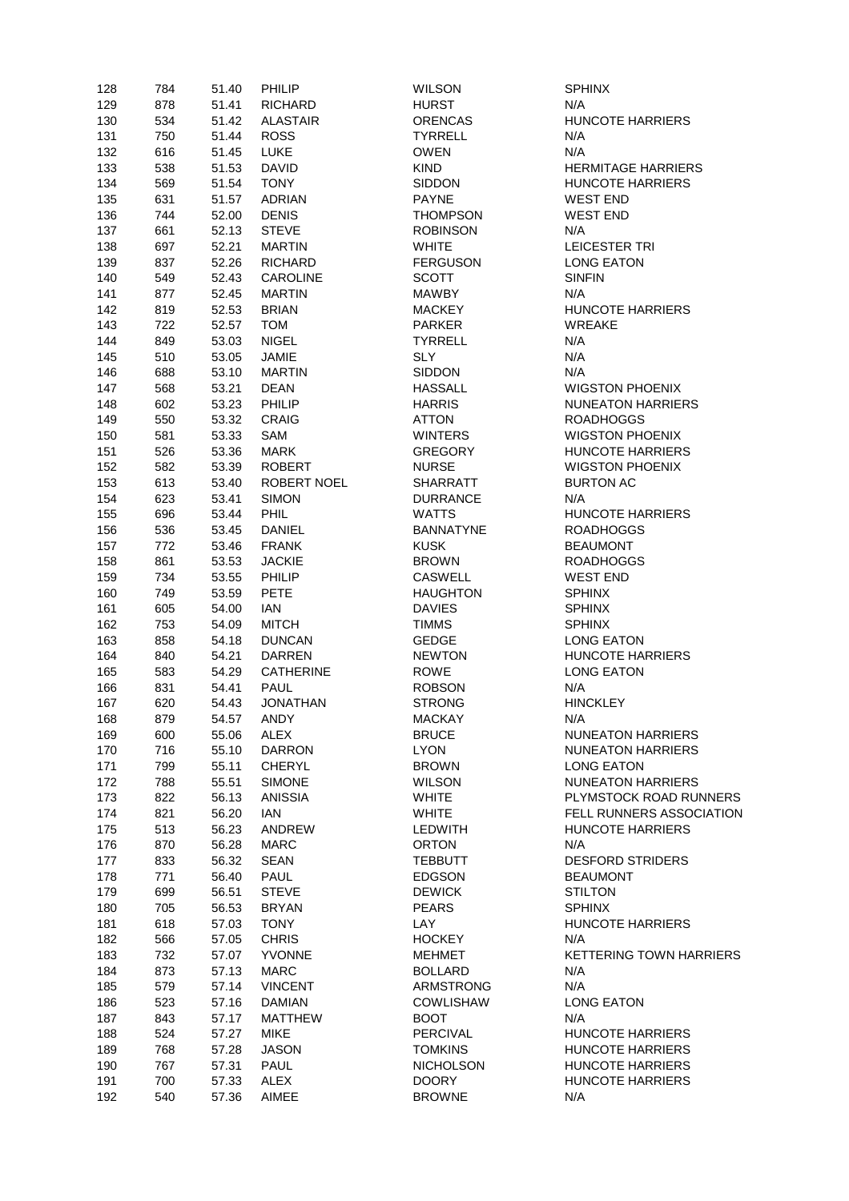| | | | | | |
|---|---|---|---|---|---|
| 128 | 784 | 51.40 | PHILIP | WILSON | SPHINX |
| 129 | 878 | 51.41 | RICHARD | HURST | N/A |
| 130 | 534 | 51.42 | ALASTAIR | ORENCAS | HUNCOTE HARRIERS |
| 131 | 750 | 51.44 | ROSS | TYRRELL | N/A |
| 132 | 616 | 51.45 | LUKE | OWEN | N/A |
| 133 | 538 | 51.53 | DAVID | KIND | HERMITAGE HARRIERS |
| 134 | 569 | 51.54 | TONY | SIDDON | HUNCOTE HARRIERS |
| 135 | 631 | 51.57 | ADRIAN | PAYNE | WEST END |
| 136 | 744 | 52.00 | DENIS | THOMPSON | WEST END |
| 137 | 661 | 52.13 | STEVE | ROBINSON | N/A |
| 138 | 697 | 52.21 | MARTIN | WHITE | LEICESTER TRI |
| 139 | 837 | 52.26 | RICHARD | FERGUSON | LONG EATON |
| 140 | 549 | 52.43 | CAROLINE | SCOTT | SINFIN |
| 141 | 877 | 52.45 | MARTIN | MAWBY | N/A |
| 142 | 819 | 52.53 | BRIAN | MACKEY | HUNCOTE HARRIERS |
| 143 | 722 | 52.57 | TOM | PARKER | WREAKE |
| 144 | 849 | 53.03 | NIGEL | TYRRELL | N/A |
| 145 | 510 | 53.05 | JAMIE | SLY | N/A |
| 146 | 688 | 53.10 | MARTIN | SIDDON | N/A |
| 147 | 568 | 53.21 | DEAN | HASSALL | WIGSTON PHOENIX |
| 148 | 602 | 53.23 | PHILIP | HARRIS | NUNEATON HARRIERS |
| 149 | 550 | 53.32 | CRAIG | ATTON | ROADHOGGS |
| 150 | 581 | 53.33 | SAM | WINTERS | WIGSTON PHOENIX |
| 151 | 526 | 53.36 | MARK | GREGORY | HUNCOTE HARRIERS |
| 152 | 582 | 53.39 | ROBERT | NURSE | WIGSTON PHOENIX |
| 153 | 613 | 53.40 | ROBERT NOEL | SHARRATT | BURTON AC |
| 154 | 623 | 53.41 | SIMON | DURRANCE | N/A |
| 155 | 696 | 53.44 | PHIL | WATTS | HUNCOTE HARRIERS |
| 156 | 536 | 53.45 | DANIEL | BANNATYNE | ROADHOGGS |
| 157 | 772 | 53.46 | FRANK | KUSK | BEAUMONT |
| 158 | 861 | 53.53 | JACKIE | BROWN | ROADHOGGS |
| 159 | 734 | 53.55 | PHILIP | CASWELL | WEST END |
| 160 | 749 | 53.59 | PETE | HAUGHTON | SPHINX |
| 161 | 605 | 54.00 | IAN | DAVIES | SPHINX |
| 162 | 753 | 54.09 | MITCH | TIMMS | SPHINX |
| 163 | 858 | 54.18 | DUNCAN | GEDGE | LONG EATON |
| 164 | 840 | 54.21 | DARREN | NEWTON | HUNCOTE HARRIERS |
| 165 | 583 | 54.29 | CATHERINE | ROWE | LONG EATON |
| 166 | 831 | 54.41 | PAUL | ROBSON | N/A |
| 167 | 620 | 54.43 | JONATHAN | STRONG | HINCKLEY |
| 168 | 879 | 54.57 | ANDY | MACKAY | N/A |
| 169 | 600 | 55.06 | ALEX | BRUCE | NUNEATON HARRIERS |
| 170 | 716 | 55.10 | DARRON | LYON | NUNEATON HARRIERS |
| 171 | 799 | 55.11 | CHERYL | BROWN | LONG EATON |
| 172 | 788 | 55.51 | SIMONE | WILSON | NUNEATON HARRIERS |
| 173 | 822 | 56.13 | ANISSIA | WHITE | PLYMSTOCK ROAD RUNNERS |
| 174 | 821 | 56.20 | IAN | WHITE | FELL RUNNERS ASSOCIATION |
| 175 | 513 | 56.23 | ANDREW | LEDWITH | HUNCOTE HARRIERS |
| 176 | 870 | 56.28 | MARC | ORTON | N/A |
| 177 | 833 | 56.32 | SEAN | TEBBUTT | DESFORD STRIDERS |
| 178 | 771 | 56.40 | PAUL | EDGSON | BEAUMONT |
| 179 | 699 | 56.51 | STEVE | DEWICK | STILTON |
| 180 | 705 | 56.53 | BRYAN | PEARS | SPHINX |
| 181 | 618 | 57.03 | TONY | LAY | HUNCOTE HARRIERS |
| 182 | 566 | 57.05 | CHRIS | HOCKEY | N/A |
| 183 | 732 | 57.07 | YVONNE | MEHMET | KETTERING TOWN HARRIERS |
| 184 | 873 | 57.13 | MARC | BOLLARD | N/A |
| 185 | 579 | 57.14 | VINCENT | ARMSTRONG | N/A |
| 186 | 523 | 57.16 | DAMIAN | COWLISHAW | LONG EATON |
| 187 | 843 | 57.17 | MATTHEW | BOOT | N/A |
| 188 | 524 | 57.27 | MIKE | PERCIVAL | HUNCOTE HARRIERS |
| 189 | 768 | 57.28 | JASON | TOMKINS | HUNCOTE HARRIERS |
| 190 | 767 | 57.31 | PAUL | NICHOLSON | HUNCOTE HARRIERS |
| 191 | 700 | 57.33 | ALEX | DOORY | HUNCOTE HARRIERS |
| 192 | 540 | 57.36 | AIMEE | BROWNE | N/A |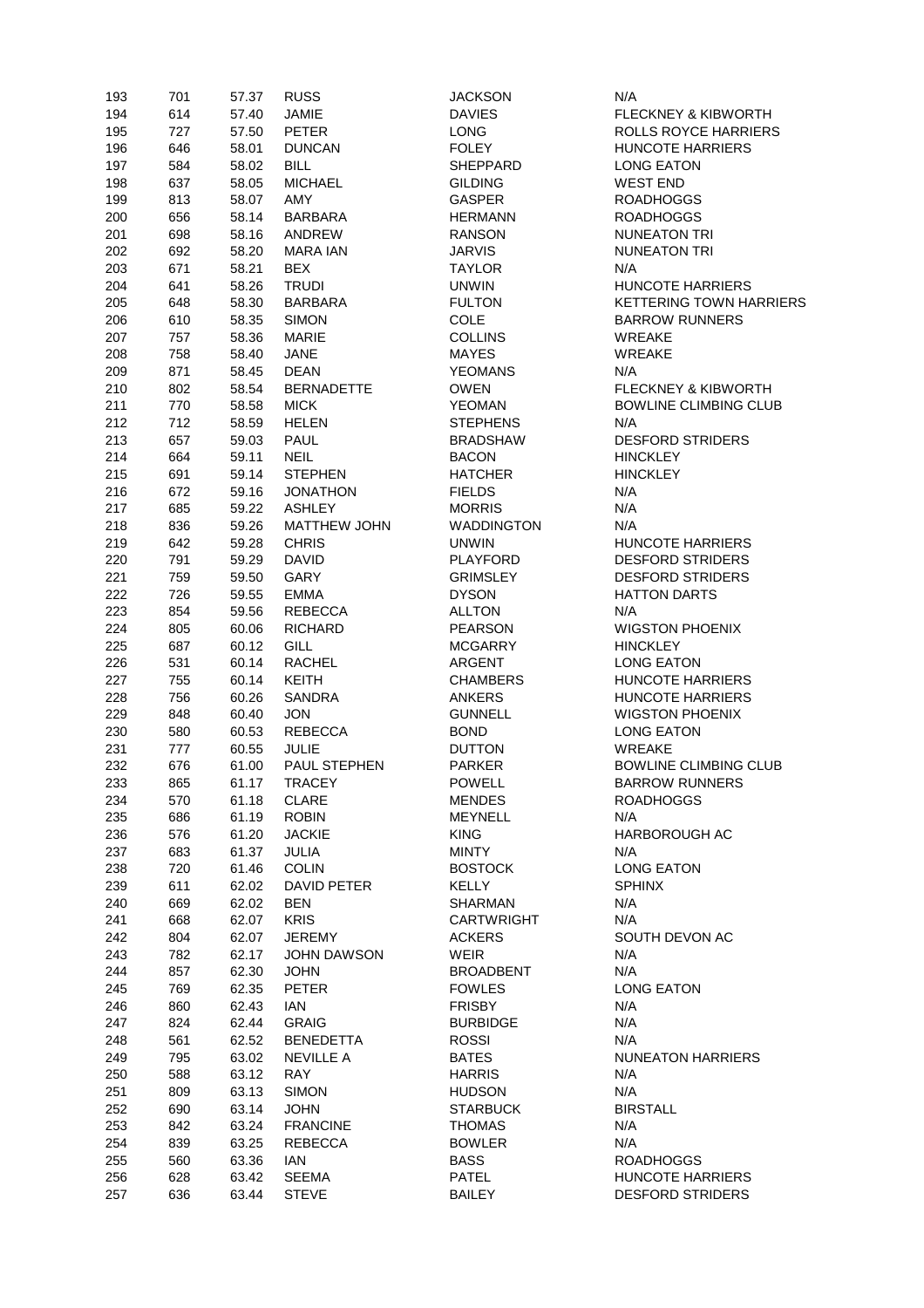| | | | | | |
|---|---|---|---|---|---|
| 193 | 701 | 57.37 | RUSS | JACKSON | N/A |
| 194 | 614 | 57.40 | JAMIE | DAVIES | FLECKNEY & KIBWORTH |
| 195 | 727 | 57.50 | PETER | LONG | ROLLS ROYCE HARRIERS |
| 196 | 646 | 58.01 | DUNCAN | FOLEY | HUNCOTE HARRIERS |
| 197 | 584 | 58.02 | BILL | SHEPPARD | LONG EATON |
| 198 | 637 | 58.05 | MICHAEL | GILDING | WEST END |
| 199 | 813 | 58.07 | AMY | GASPER | ROADHOGGS |
| 200 | 656 | 58.14 | BARBARA | HERMANN | ROADHOGGS |
| 201 | 698 | 58.16 | ANDREW | RANSON | NUNEATON TRI |
| 202 | 692 | 58.20 | MARA IAN | JARVIS | NUNEATON TRI |
| 203 | 671 | 58.21 | BEX | TAYLOR | N/A |
| 204 | 641 | 58.26 | TRUDI | UNWIN | HUNCOTE HARRIERS |
| 205 | 648 | 58.30 | BARBARA | FULTON | KETTERING TOWN HARRIERS |
| 206 | 610 | 58.35 | SIMON | COLE | BARROW RUNNERS |
| 207 | 757 | 58.36 | MARIE | COLLINS | WREAKE |
| 208 | 758 | 58.40 | JANE | MAYES | WREAKE |
| 209 | 871 | 58.45 | DEAN | YEOMANS | N/A |
| 210 | 802 | 58.54 | BERNADETTE | OWEN | FLECKNEY & KIBWORTH |
| 211 | 770 | 58.58 | MICK | YEOMAN | BOWLINE CLIMBING CLUB |
| 212 | 712 | 58.59 | HELEN | STEPHENS | N/A |
| 213 | 657 | 59.03 | PAUL | BRADSHAW | DESFORD STRIDERS |
| 214 | 664 | 59.11 | NEIL | BACON | HINCKLEY |
| 215 | 691 | 59.14 | STEPHEN | HATCHER | HINCKLEY |
| 216 | 672 | 59.16 | JONATHON | FIELDS | N/A |
| 217 | 685 | 59.22 | ASHLEY | MORRIS | N/A |
| 218 | 836 | 59.26 | MATTHEW JOHN | WADDINGTON | N/A |
| 219 | 642 | 59.28 | CHRIS | UNWIN | HUNCOTE HARRIERS |
| 220 | 791 | 59.29 | DAVID | PLAYFORD | DESFORD STRIDERS |
| 221 | 759 | 59.50 | GARY | GRIMSLEY | DESFORD STRIDERS |
| 222 | 726 | 59.55 | EMMA | DYSON | HATTON DARTS |
| 223 | 854 | 59.56 | REBECCA | ALLTON | N/A |
| 224 | 805 | 60.06 | RICHARD | PEARSON | WIGSTON PHOENIX |
| 225 | 687 | 60.12 | GILL | MCGARRY | HINCKLEY |
| 226 | 531 | 60.14 | RACHEL | ARGENT | LONG EATON |
| 227 | 755 | 60.14 | KEITH | CHAMBERS | HUNCOTE HARRIERS |
| 228 | 756 | 60.26 | SANDRA | ANKERS | HUNCOTE HARRIERS |
| 229 | 848 | 60.40 | JON | GUNNELL | WIGSTON PHOENIX |
| 230 | 580 | 60.53 | REBECCA | BOND | LONG EATON |
| 231 | 777 | 60.55 | JULIE | DUTTON | WREAKE |
| 232 | 676 | 61.00 | PAUL STEPHEN | PARKER | BOWLINE CLIMBING CLUB |
| 233 | 865 | 61.17 | TRACEY | POWELL | BARROW RUNNERS |
| 234 | 570 | 61.18 | CLARE | MENDES | ROADHOGGS |
| 235 | 686 | 61.19 | ROBIN | MEYNELL | N/A |
| 236 | 576 | 61.20 | JACKIE | KING | HARBOROUGH AC |
| 237 | 683 | 61.37 | JULIA | MINTY | N/A |
| 238 | 720 | 61.46 | COLIN | BOSTOCK | LONG EATON |
| 239 | 611 | 62.02 | DAVID PETER | KELLY | SPHINX |
| 240 | 669 | 62.02 | BEN | SHARMAN | N/A |
| 241 | 668 | 62.07 | KRIS | CARTWRIGHT | N/A |
| 242 | 804 | 62.07 | JEREMY | ACKERS | SOUTH DEVON AC |
| 243 | 782 | 62.17 | JOHN DAWSON | WEIR | N/A |
| 244 | 857 | 62.30 | JOHN | BROADBENT | N/A |
| 245 | 769 | 62.35 | PETER | FOWLES | LONG EATON |
| 246 | 860 | 62.43 | IAN | FRISBY | N/A |
| 247 | 824 | 62.44 | GRAIG | BURBIDGE | N/A |
| 248 | 561 | 62.52 | BENEDETTA | ROSSI | N/A |
| 249 | 795 | 63.02 | NEVILLE A | BATES | NUNEATON HARRIERS |
| 250 | 588 | 63.12 | RAY | HARRIS | N/A |
| 251 | 809 | 63.13 | SIMON | HUDSON | N/A |
| 252 | 690 | 63.14 | JOHN | STARBUCK | BIRSTALL |
| 253 | 842 | 63.24 | FRANCINE | THOMAS | N/A |
| 254 | 839 | 63.25 | REBECCA | BOWLER | N/A |
| 255 | 560 | 63.36 | IAN | BASS | ROADHOGGS |
| 256 | 628 | 63.42 | SEEMA | PATEL | HUNCOTE HARRIERS |
| 257 | 636 | 63.44 | STEVE | BAILEY | DESFORD STRIDERS |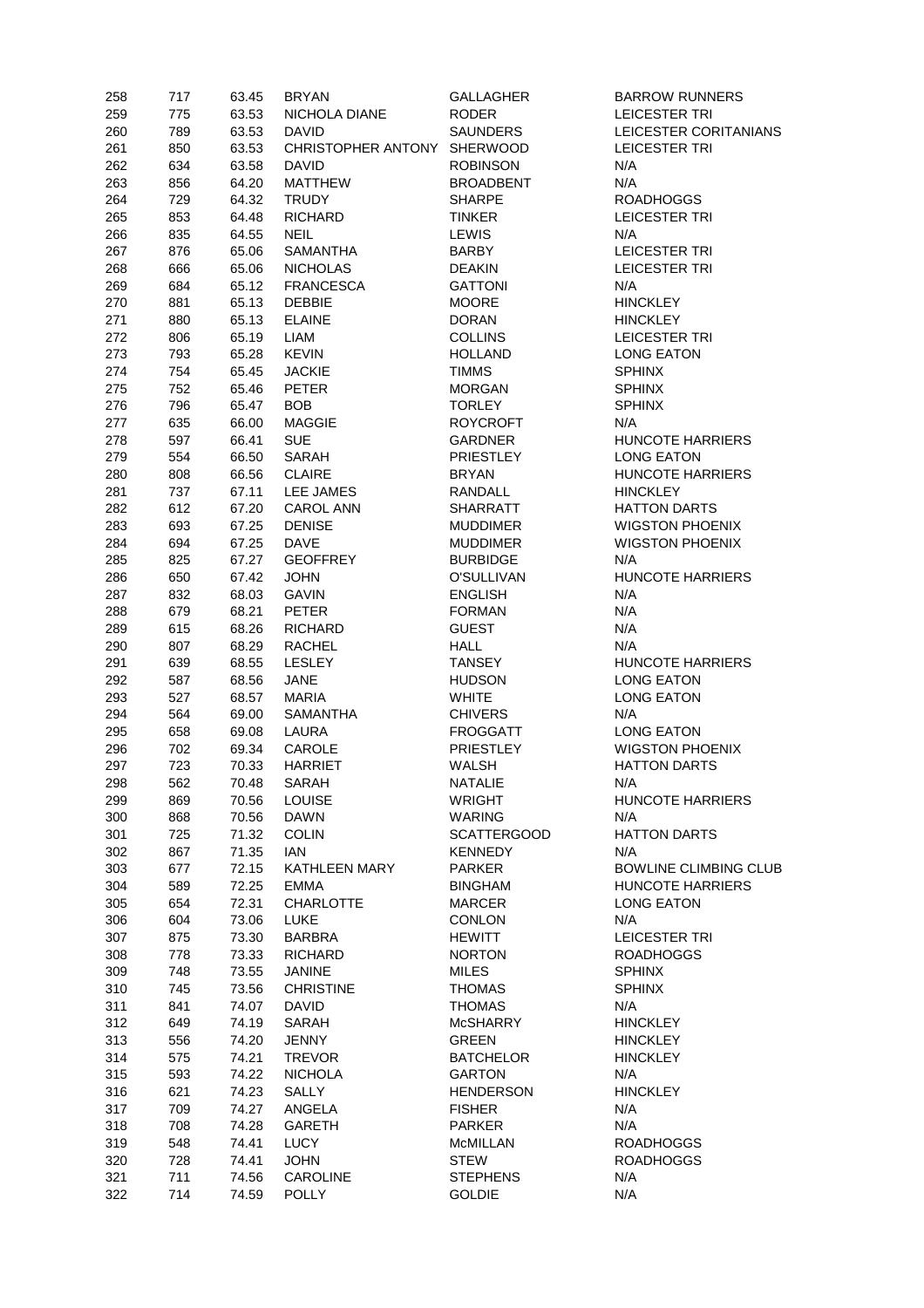| 258 | 717 | 63.45 | BRYAN | GALLAGHER | BARROW RUNNERS |
|---|---|---|---|---|---|
| 259 | 775 | 63.53 | NICHOLA DIANE | RODER | LEICESTER TRI |
| 260 | 789 | 63.53 | DAVID | SAUNDERS | LEICESTER CORITANIANS |
| 261 | 850 | 63.53 | CHRISTOPHER ANTONY | SHERWOOD | LEICESTER TRI |
| 262 | 634 | 63.58 | DAVID | ROBINSON | N/A |
| 263 | 856 | 64.20 | MATTHEW | BROADBENT | N/A |
| 264 | 729 | 64.32 | TRUDY | SHARPE | ROADHOGGS |
| 265 | 853 | 64.48 | RICHARD | TINKER | LEICESTER TRI |
| 266 | 835 | 64.55 | NEIL | LEWIS | N/A |
| 267 | 876 | 65.06 | SAMANTHA | BARBY | LEICESTER TRI |
| 268 | 666 | 65.06 | NICHOLAS | DEAKIN | LEICESTER TRI |
| 269 | 684 | 65.12 | FRANCESCA | GATTONI | N/A |
| 270 | 881 | 65.13 | DEBBIE | MOORE | HINCKLEY |
| 271 | 880 | 65.13 | ELAINE | DORAN | HINCKLEY |
| 272 | 806 | 65.19 | LIAM | COLLINS | LEICESTER TRI |
| 273 | 793 | 65.28 | KEVIN | HOLLAND | LONG EATON |
| 274 | 754 | 65.45 | JACKIE | TIMMS | SPHINX |
| 275 | 752 | 65.46 | PETER | MORGAN | SPHINX |
| 276 | 796 | 65.47 | BOB | TORLEY | SPHINX |
| 277 | 635 | 66.00 | MAGGIE | ROYCROFT | N/A |
| 278 | 597 | 66.41 | SUE | GARDNER | HUNCOTE HARRIERS |
| 279 | 554 | 66.50 | SARAH | PRIESTLEY | LONG EATON |
| 280 | 808 | 66.56 | CLAIRE | BRYAN | HUNCOTE HARRIERS |
| 281 | 737 | 67.11 | LEE JAMES | RANDALL | HINCKLEY |
| 282 | 612 | 67.20 | CAROL ANN | SHARRATT | HATTON DARTS |
| 283 | 693 | 67.25 | DENISE | MUDDIMER | WIGSTON PHOENIX |
| 284 | 694 | 67.25 | DAVE | MUDDIMER | WIGSTON PHOENIX |
| 285 | 825 | 67.27 | GEOFFREY | BURBIDGE | N/A |
| 286 | 650 | 67.42 | JOHN | O'SULLIVAN | HUNCOTE HARRIERS |
| 287 | 832 | 68.03 | GAVIN | ENGLISH | N/A |
| 288 | 679 | 68.21 | PETER | FORMAN | N/A |
| 289 | 615 | 68.26 | RICHARD | GUEST | N/A |
| 290 | 807 | 68.29 | RACHEL | HALL | N/A |
| 291 | 639 | 68.55 | LESLEY | TANSEY | HUNCOTE HARRIERS |
| 292 | 587 | 68.56 | JANE | HUDSON | LONG EATON |
| 293 | 527 | 68.57 | MARIA | WHITE | LONG EATON |
| 294 | 564 | 69.00 | SAMANTHA | CHIVERS | N/A |
| 295 | 658 | 69.08 | LAURA | FROGGATT | LONG EATON |
| 296 | 702 | 69.34 | CAROLE | PRIESTLEY | WIGSTON PHOENIX |
| 297 | 723 | 70.33 | HARRIET | WALSH | HATTON DARTS |
| 298 | 562 | 70.48 | SARAH | NATALIE | N/A |
| 299 | 869 | 70.56 | LOUISE | WRIGHT | HUNCOTE HARRIERS |
| 300 | 868 | 70.56 | DAWN | WARING | N/A |
| 301 | 725 | 71.32 | COLIN | SCATTERGOOD | HATTON DARTS |
| 302 | 867 | 71.35 | IAN | KENNEDY | N/A |
| 303 | 677 | 72.15 | KATHLEEN MARY | PARKER | BOWLINE CLIMBING CLUB |
| 304 | 589 | 72.25 | EMMA | BINGHAM | HUNCOTE HARRIERS |
| 305 | 654 | 72.31 | CHARLOTTE | MARCER | LONG EATON |
| 306 | 604 | 73.06 | LUKE | CONLON | N/A |
| 307 | 875 | 73.30 | BARBRA | HEWITT | LEICESTER TRI |
| 308 | 778 | 73.33 | RICHARD | NORTON | ROADHOGGS |
| 309 | 748 | 73.55 | JANINE | MILES | SPHINX |
| 310 | 745 | 73.56 | CHRISTINE | THOMAS | SPHINX |
| 311 | 841 | 74.07 | DAVID | THOMAS | N/A |
| 312 | 649 | 74.19 | SARAH | McSHARRY | HINCKLEY |
| 313 | 556 | 74.20 | JENNY | GREEN | HINCKLEY |
| 314 | 575 | 74.21 | TREVOR | BATCHELOR | HINCKLEY |
| 315 | 593 | 74.22 | NICHOLA | GARTON | N/A |
| 316 | 621 | 74.23 | SALLY | HENDERSON | HINCKLEY |
| 317 | 709 | 74.27 | ANGELA | FISHER | N/A |
| 318 | 708 | 74.28 | GARETH | PARKER | N/A |
| 319 | 548 | 74.41 | LUCY | McMILLAN | ROADHOGGS |
| 320 | 728 | 74.41 | JOHN | STEW | ROADHOGGS |
| 321 | 711 | 74.56 | CAROLINE | STEPHENS | N/A |
| 322 | 714 | 74.59 | POLLY | GOLDIE | N/A |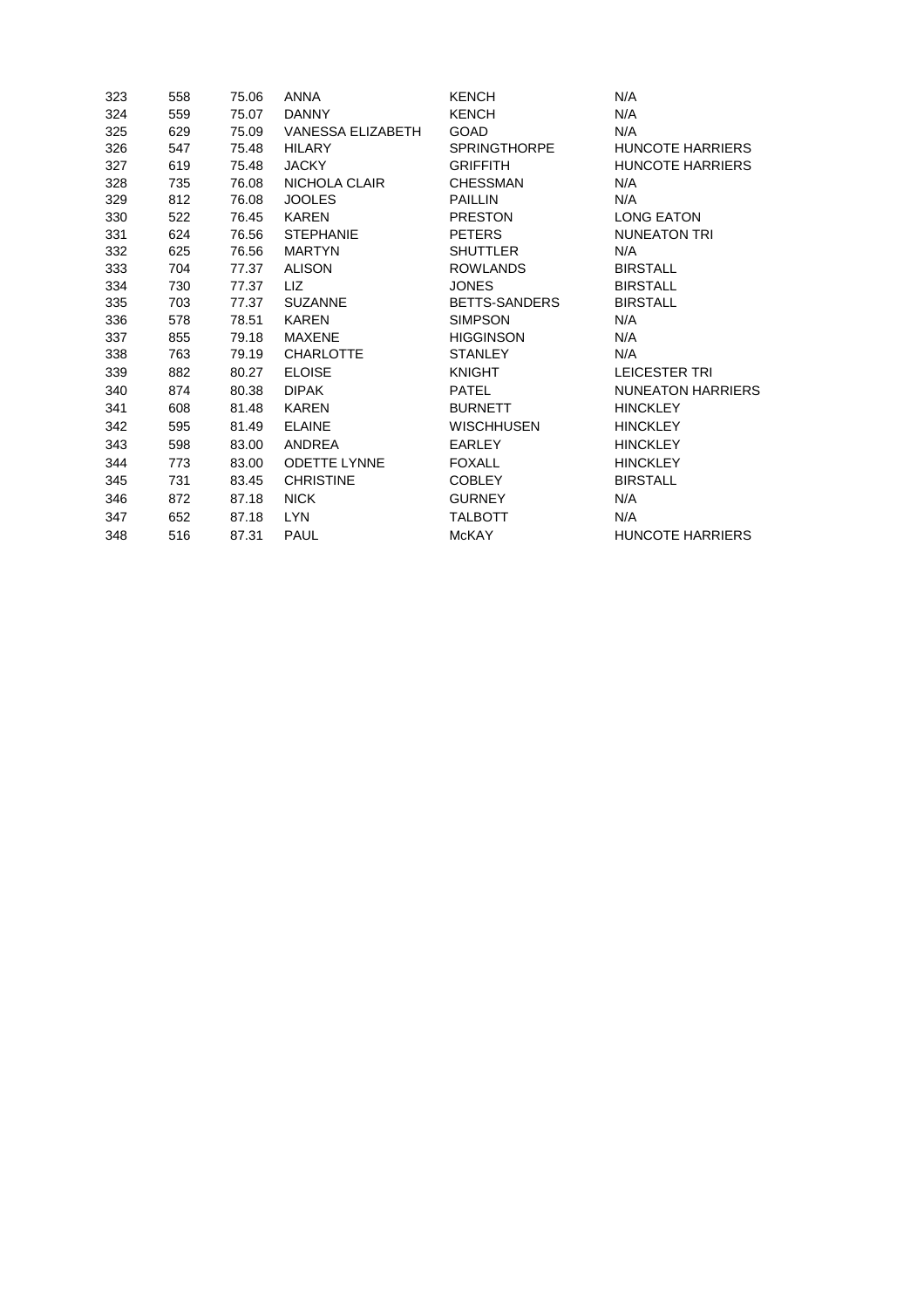| | | | | | |
|---|---|---|---|---|---|
| 323 | 558 | 75.06 | ANNA | KENCH | N/A |
| 324 | 559 | 75.07 | DANNY | KENCH | N/A |
| 325 | 629 | 75.09 | VANESSA ELIZABETH | GOAD | N/A |
| 326 | 547 | 75.48 | HILARY | SPRINGTHORPE | HUNCOTE HARRIERS |
| 327 | 619 | 75.48 | JACKY | GRIFFITH | HUNCOTE HARRIERS |
| 328 | 735 | 76.08 | NICHOLA CLAIR | CHESSMAN | N/A |
| 329 | 812 | 76.08 | JOOLES | PAILLIN | N/A |
| 330 | 522 | 76.45 | KAREN | PRESTON | LONG EATON |
| 331 | 624 | 76.56 | STEPHANIE | PETERS | NUNEATON TRI |
| 332 | 625 | 76.56 | MARTYN | SHUTTLER | N/A |
| 333 | 704 | 77.37 | ALISON | ROWLANDS | BIRSTALL |
| 334 | 730 | 77.37 | LIZ | JONES | BIRSTALL |
| 335 | 703 | 77.37 | SUZANNE | BETTS-SANDERS | BIRSTALL |
| 336 | 578 | 78.51 | KAREN | SIMPSON | N/A |
| 337 | 855 | 79.18 | MAXENE | HIGGINSON | N/A |
| 338 | 763 | 79.19 | CHARLOTTE | STANLEY | N/A |
| 339 | 882 | 80.27 | ELOISE | KNIGHT | LEICESTER TRI |
| 340 | 874 | 80.38 | DIPAK | PATEL | NUNEATON HARRIERS |
| 341 | 608 | 81.48 | KAREN | BURNETT | HINCKLEY |
| 342 | 595 | 81.49 | ELAINE | WISCHHUSEN | HINCKLEY |
| 343 | 598 | 83.00 | ANDREA | EARLEY | HINCKLEY |
| 344 | 773 | 83.00 | ODETTE LYNNE | FOXALL | HINCKLEY |
| 345 | 731 | 83.45 | CHRISTINE | COBLEY | BIRSTALL |
| 346 | 872 | 87.18 | NICK | GURNEY | N/A |
| 347 | 652 | 87.18 | LYN | TALBOTT | N/A |
| 348 | 516 | 87.31 | PAUL | McKAY | HUNCOTE HARRIERS |